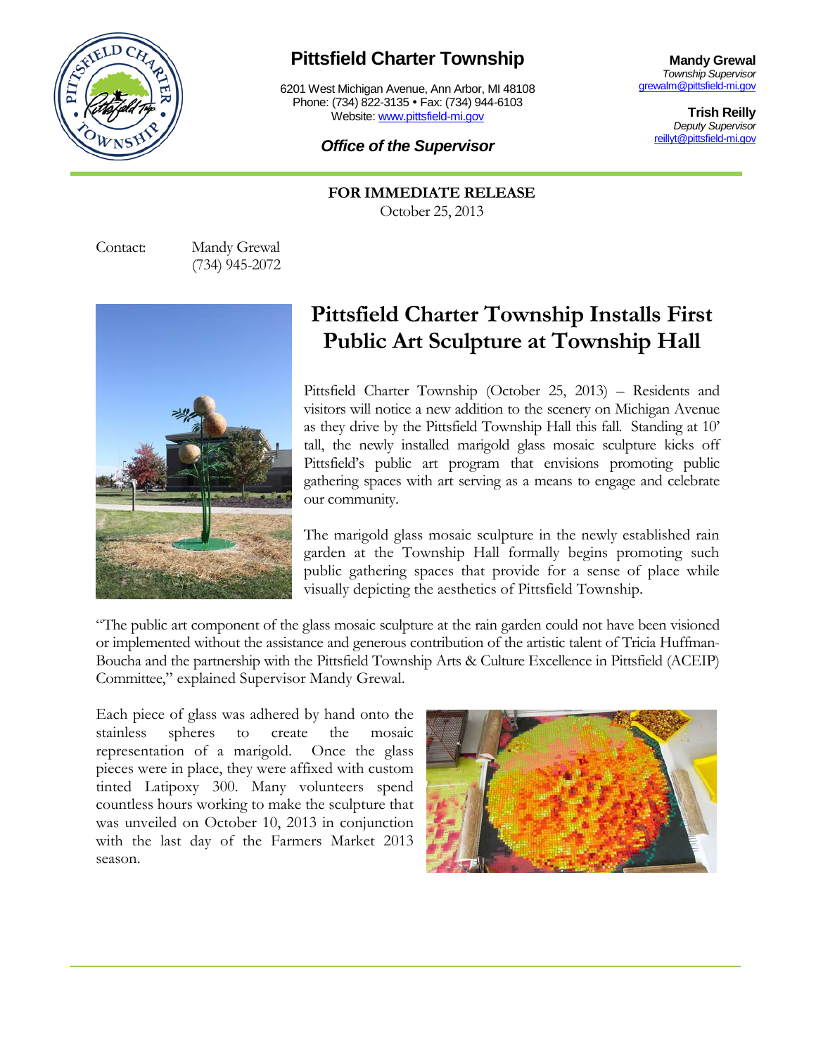**Pittsfield Charter Township**

6201 West Michigan Avenue, Ann Arbor, MI 48108
Phone: (734) 822-3135 • Fax: (734) 944-6103
Website: www.pittsfield-mi.gov

***Office of the Supervisor***

**Mandy Grewal**
*Township Supervisor*
grewalm@pittsfield-mi.gov

**Trish Reilly**
*Deputy Supervisor*
reillyt@pittsfield-mi.gov

**FOR IMMEDIATE RELEASE**
October 25, 2013

Contact: Mandy Grewal
(734) 945-2072

# Pittsfield Charter Township Installs First Public Art Sculpture at Township Hall

Pittsfield Charter Township (October 25, 2013) – Residents and visitors will notice a new addition to the scenery on Michigan Avenue as they drive by the Pittsfield Township Hall this fall. Standing at 10' tall, the newly installed marigold glass mosaic sculpture kicks off Pittsfield's public art program that envisions promoting public gathering spaces with art serving as a means to engage and celebrate our community.

The marigold glass mosaic sculpture in the newly established rain garden at the Township Hall formally begins promoting such public gathering spaces that provide for a sense of place while visually depicting the aesthetics of Pittsfield Township.

"The public art component of the glass mosaic sculpture at the rain garden could not have been visioned or implemented without the assistance and generous contribution of the artistic talent of Tricia Huffman-Boucha and the partnership with the Pittsfield Township Arts & Culture Excellence in Pittsfield (ACEIP) Committee," explained Supervisor Mandy Grewal.

Each piece of glass was adhered by hand onto the stainless spheres to create the mosaic representation of a marigold. Once the glass pieces were in place, they were affixed with custom tinted Latipoxy 300. Many volunteers spend countless hours working to make the sculpture that was unveiled on October 10, 2013 in conjunction with the last day of the Farmers Market 2013 season.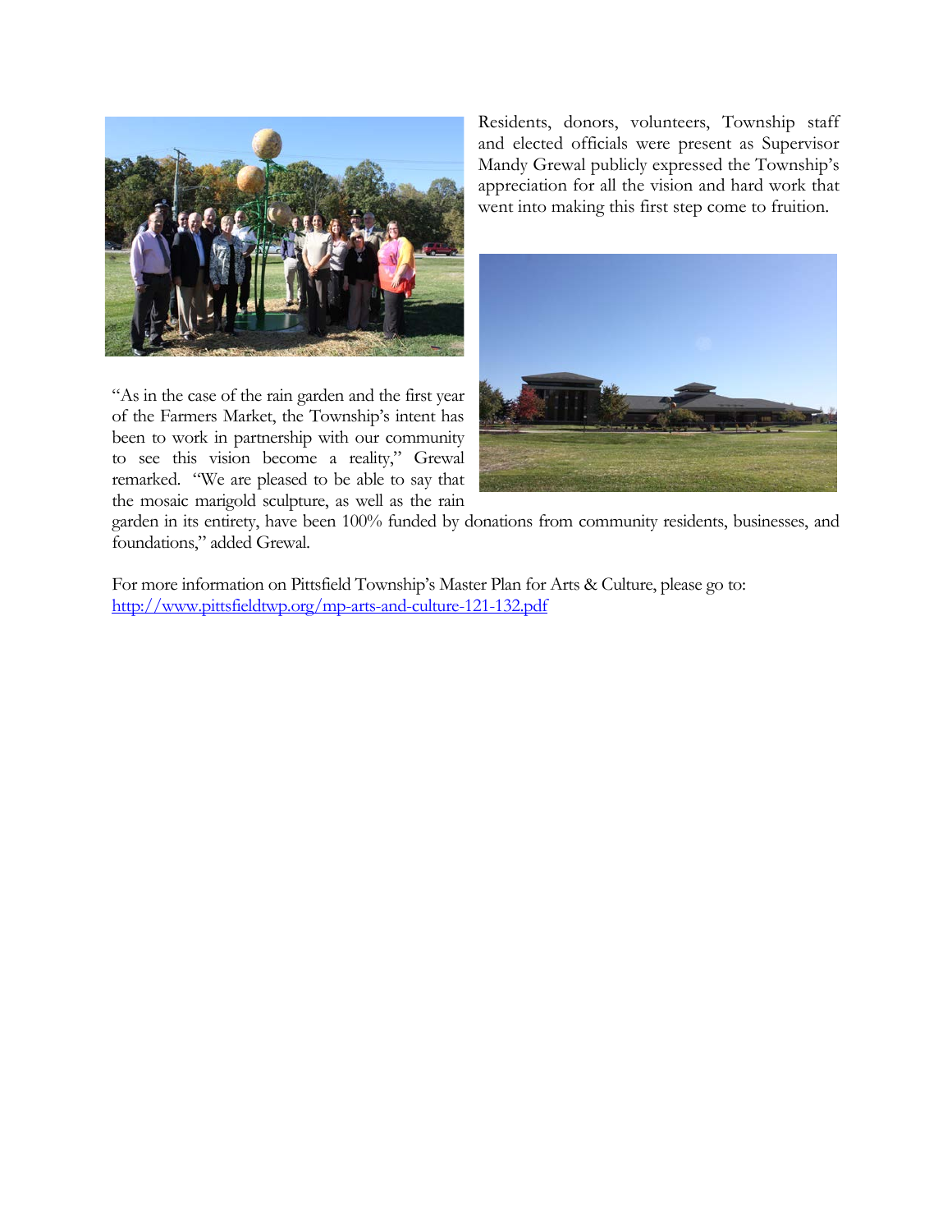Residents, donors, volunteers, Township staff and elected officials were present as Supervisor Mandy Grewal publicly expressed the Township's appreciation for all the vision and hard work that went into making this first step come to fruition.

"As in the case of the rain garden and the first year of the Farmers Market, the Township's intent has been to work in partnership with our community to see this vision become a reality," Grewal remarked. "We are pleased to be able to say that the mosaic marigold sculpture, as well as the rain garden in its entirety, have been 100% funded by donations from community residents, businesses, and foundations," added Grewal.

For more information on Pittsfield Township's Master Plan for Arts & Culture, please go to: http://www.pittsfieldtwp.org/mp-arts-and-culture-121-132.pdf